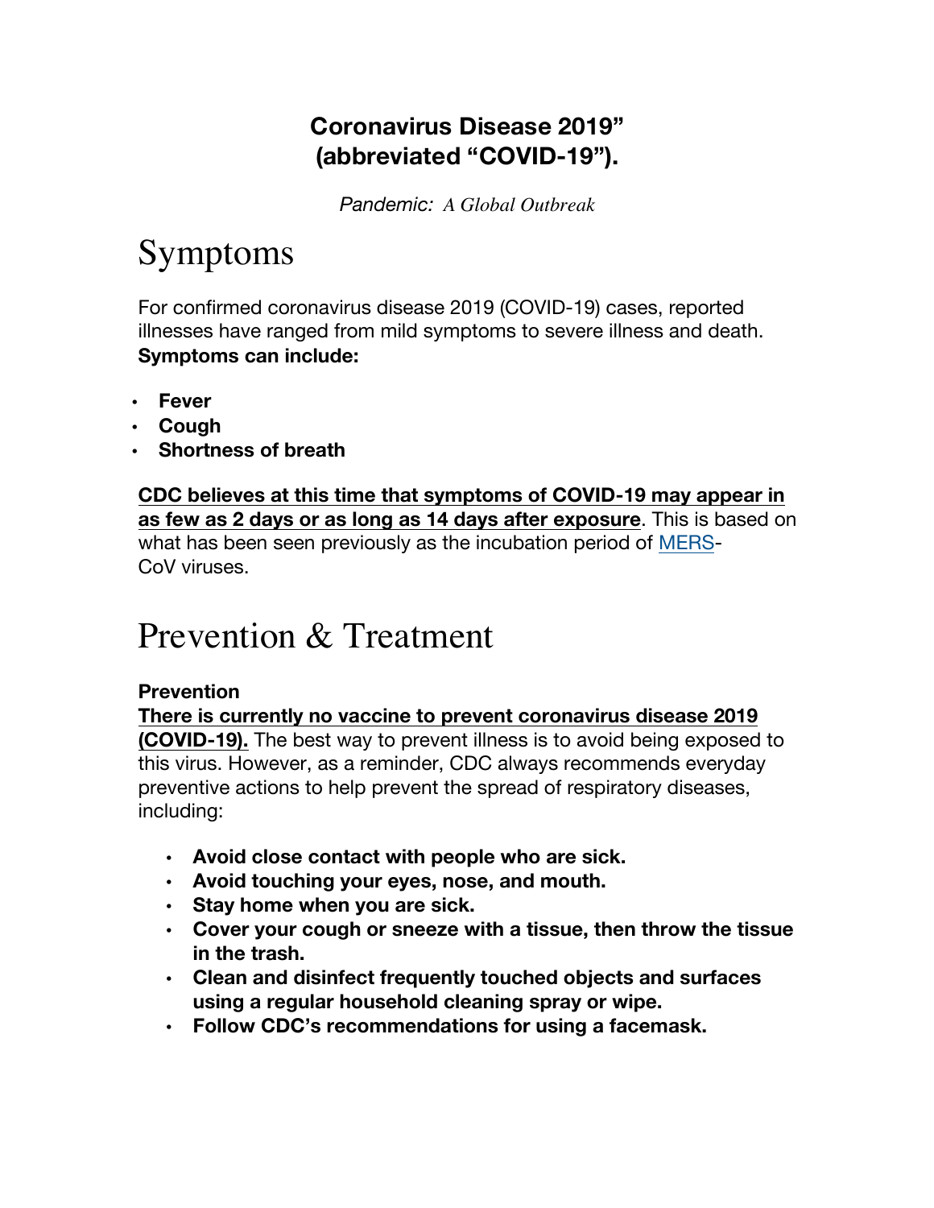**Coronavirus Disease 2019"**
**(abbreviated "COVID-19").**

*Pandemic: A Global Outbreak*

# Symptoms

For confirmed coronavirus disease 2019 (COVID-19) cases, reported illnesses have ranged from mild symptoms to severe illness and death. **Symptoms can include:**

- **Fever**
- **Cough**
- **Shortness of breath**

<u>**CDC believes at this time that symptoms of COVID-19 may appear in as few as 2 days or as long as 14 days after exposure**</u>. This is based on what has been seen previously as the incubation period of MERS-CoV viruses.

# Prevention & Treatment

**Prevention**

<u>**There is currently no vaccine to prevent coronavirus disease 2019 (COVID-19).**</u> The best way to prevent illness is to avoid being exposed to this virus. However, as a reminder, CDC always recommends everyday preventive actions to help prevent the spread of respiratory diseases, including:

- **Avoid close contact with people who are sick.**
- **Avoid touching your eyes, nose, and mouth.**
- **Stay home when you are sick.**
- **Cover your cough or sneeze with a tissue, then throw the tissue in the trash.**
- **Clean and disinfect frequently touched objects and surfaces using a regular household cleaning spray or wipe.**
- **Follow CDC's recommendations for using a facemask.**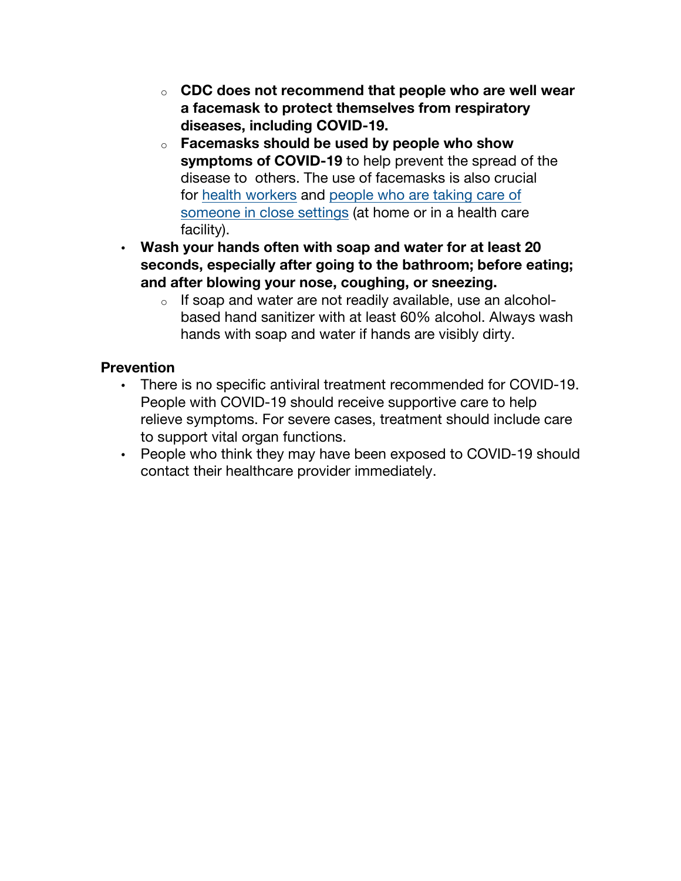- **CDC does not recommend that people who are well wear a facemask to protect themselves from respiratory diseases, including COVID-19.**
  - **Facemasks should be used by people who show symptoms of COVID-19** to help prevent the spread of the disease to others. The use of facemasks is also crucial for health workers and people who are taking care of someone in close settings (at home or in a health care facility).
- **Wash your hands often with soap and water for at least 20 seconds, especially after going to the bathroom; before eating; and after blowing your nose, coughing, or sneezing.**
  - If soap and water are not readily available, use an alcohol-based hand sanitizer with at least 60% alcohol. Always wash hands with soap and water if hands are visibly dirty.

**Prevention**

- There is no specific antiviral treatment recommended for COVID-19. People with COVID-19 should receive supportive care to help relieve symptoms. For severe cases, treatment should include care to support vital organ functions.
- People who think they may have been exposed to COVID-19 should contact their healthcare provider immediately.